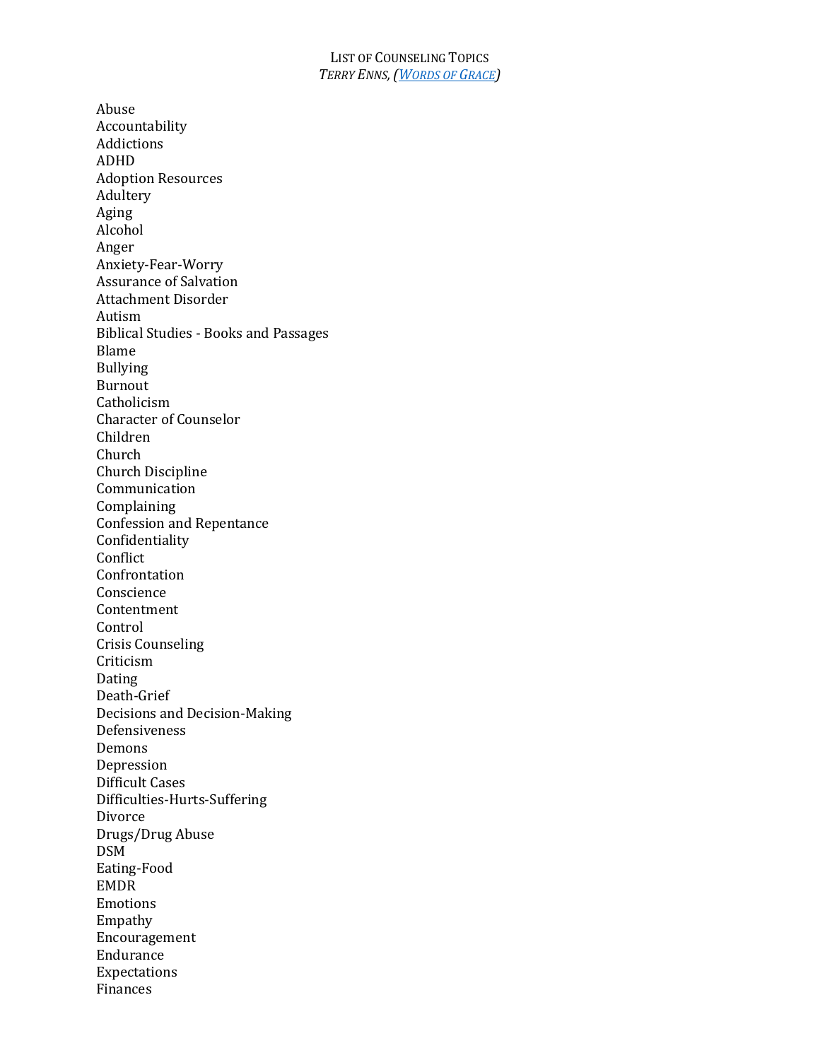# LIST OF COUNSELING TOPICS

*TERRY ENNS, (WORDS OF GRACE)*

Abuse
Accountability
Addictions
ADHD
Adoption Resources
Adultery
Aging
Alcohol
Anger
Anxiety-Fear-Worry
Assurance of Salvation
Attachment Disorder
Autism
Biblical Studies - Books and Passages
Blame
Bullying
Burnout
Catholicism
Character of Counselor
Children
Church
Church Discipline
Communication
Complaining
Confession and Repentance
Confidentiality
Conflict
Confrontation
Conscience
Contentment
Control
Crisis Counseling
Criticism
Dating
Death-Grief
Decisions and Decision-Making
Defensiveness
Demons
Depression
Difficult Cases
Difficulties-Hurts-Suffering
Divorce
Drugs/Drug Abuse
DSM
Eating-Food
EMDR
Emotions
Empathy
Encouragement
Endurance
Expectations
Finances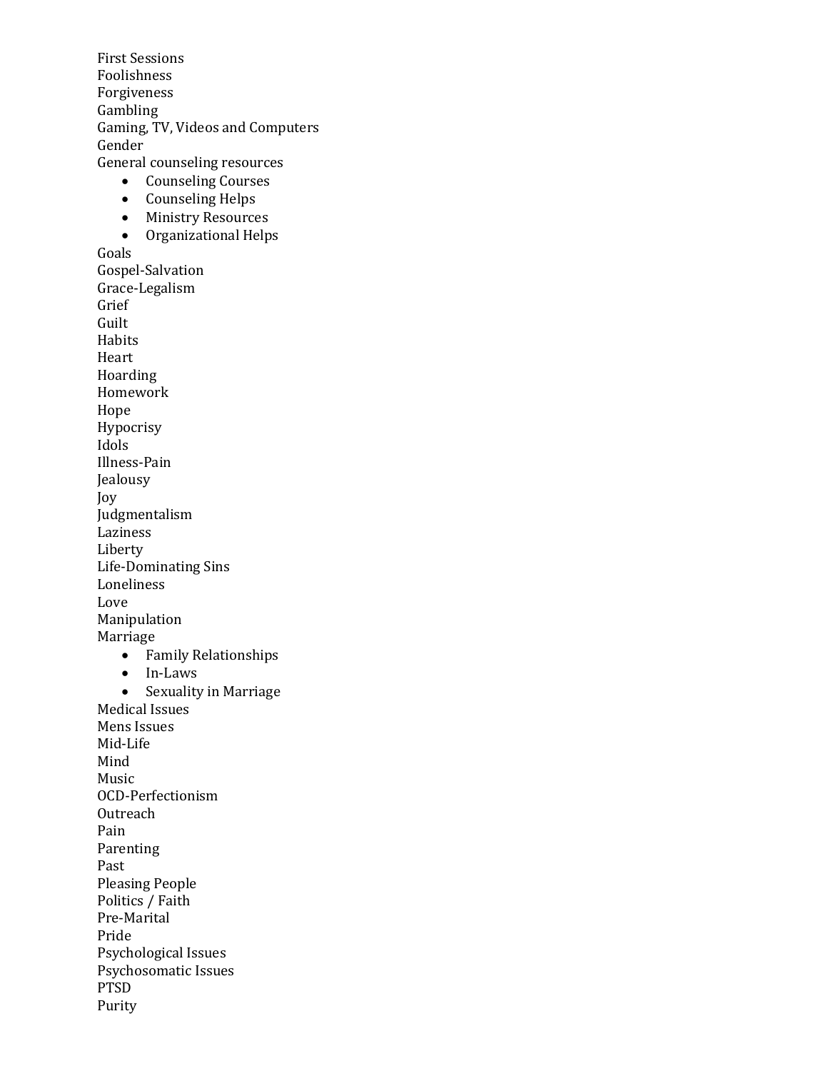First Sessions
Foolishness
Forgiveness
Gambling
Gaming, TV, Videos and Computers
Gender
General counseling resources

- Counseling Courses
- Counseling Helps
- Ministry Resources
- Organizational Helps

Goals
Gospel-Salvation
Grace-Legalism
Grief
Guilt
Habits
Heart
Hoarding
Homework
Hope
Hypocrisy
Idols
Illness-Pain
Jealousy
Joy
Judgmentalism
Laziness
Liberty
Life-Dominating Sins
Loneliness
Love
Manipulation
Marriage

- Family Relationships
- In-Laws
- Sexuality in Marriage

Medical Issues
Mens Issues
Mid-Life
Mind
Music
OCD-Perfectionism
Outreach
Pain
Parenting
Past
Pleasing People
Politics / Faith
Pre-Marital
Pride
Psychological Issues
Psychosomatic Issues
PTSD
Purity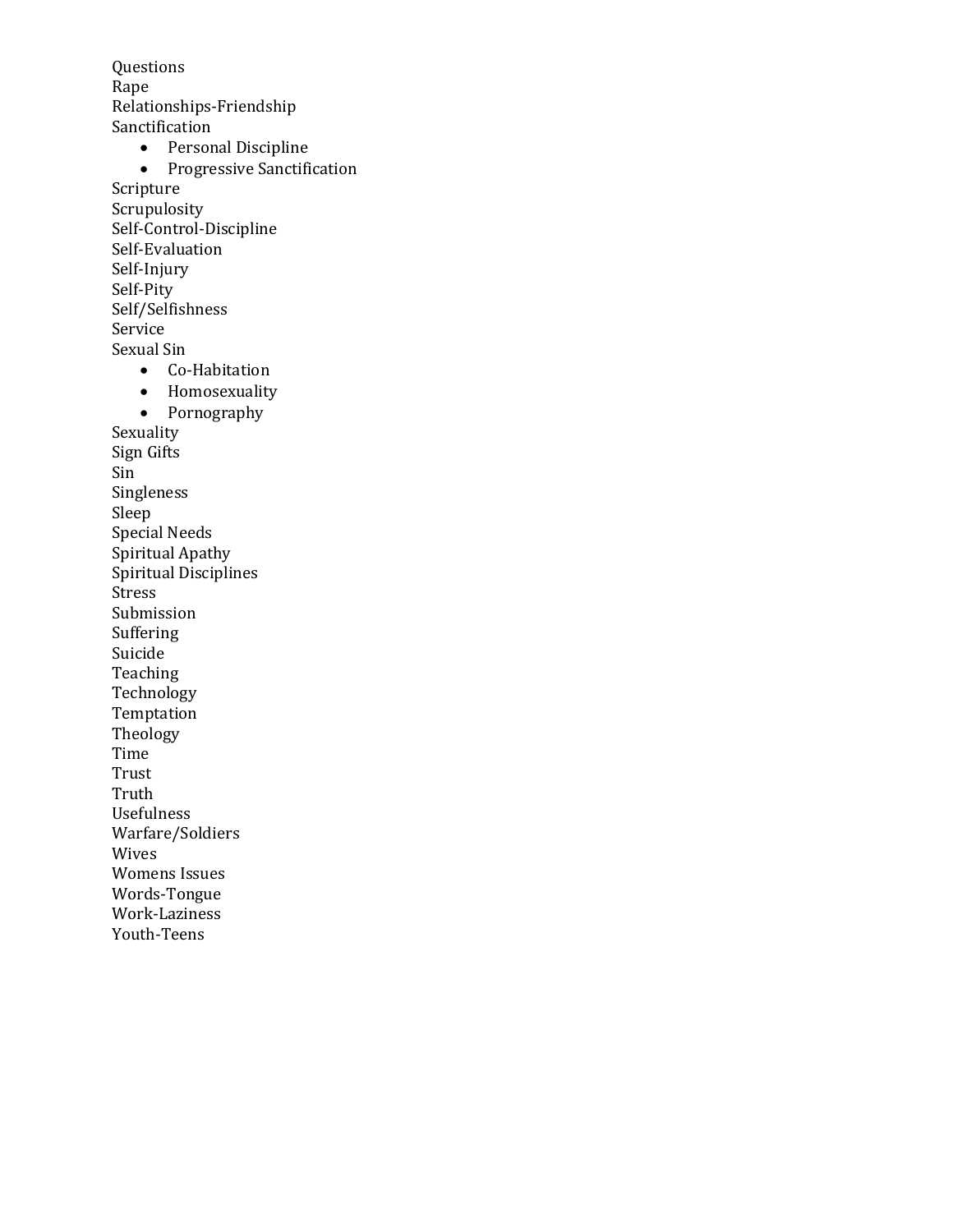Questions
Rape
Relationships-Friendship
Sanctification

- Personal Discipline
- Progressive Sanctification

Scripture
Scrupulosity
Self-Control-Discipline
Self-Evaluation
Self-Injury
Self-Pity
Self/Selfishness
Service
Sexual Sin

- Co-Habitation
- Homosexuality
- Pornography

Sexuality
Sign Gifts
Sin
Singleness
Sleep
Special Needs
Spiritual Apathy
Spiritual Disciplines
Stress
Submission
Suffering
Suicide
Teaching
Technology
Temptation
Theology
Time
Trust
Truth
Usefulness
Warfare/Soldiers
Wives
Womens Issues
Words-Tongue
Work-Laziness
Youth-Teens